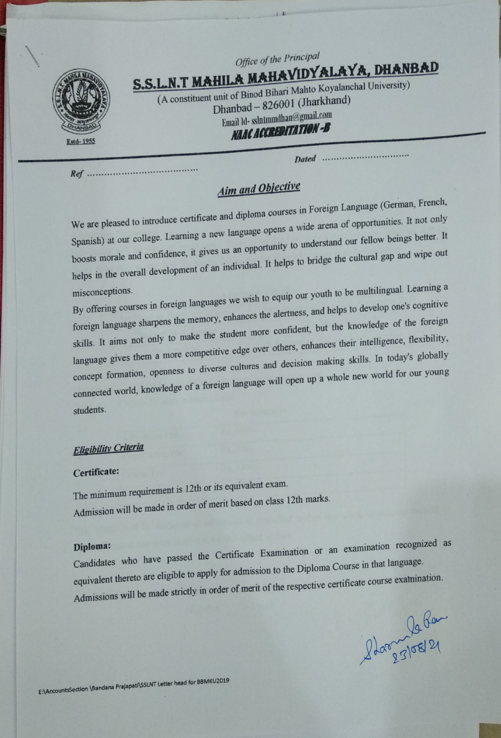Office of the Principal

# S.S.L.N.T MAHILA MAHAVIDYALAYA, DHANBAD

(A constituent unit of Binod Bihari Mahto Koyalanchal University)

Dhanbad – 826001 (Jharkhand)

Email Id- sslntmmdhan@gmail.com

**NAAC ACCREDITATION -B**

Estd- 1955

Ref ......................................

Dated ..............................

## Aim and Objective

We are pleased to introduce certificate and diploma courses in Foreign Language (German, French, Spanish) at our college. Learning a new language opens a wide arena of opportunities. It not only boosts morale and confidence, it gives us an opportunity to understand our fellow beings better. It helps in the overall development of an individual. It helps to bridge the cultural gap and wipe out misconceptions.

By offering courses in foreign languages we wish to equip our youth to be multilingual. Learning a foreign language sharpens the memory, enhances the alertness, and helps to develop one's cognitive skills. It aims not only to make the student more confident, but the knowledge of the foreign language gives them a more competitive edge over others, enhances their intelligence, flexibility, concept formation, openness to diverse cultures and decision making skills. In today's globally connected world, knowledge of a foreign language will open up a whole new world for our young students.

## Eligibility Criteria

**Certificate:**

The minimum requirement is 12th or its equivalent exam.

Admission will be made in order of merit based on class 12th marks.

**Diploma:**

Candidates who have passed the Certificate Examination or an examination recognized as equivalent thereto are eligible to apply for admission to the Diploma Course in that language.

Admissions will be made strictly in order of merit of the respective certificate course examination.

23/08/21

E:\AccountsSection \Bandana Prajapati\SSLNT Letter head for BBMKU2019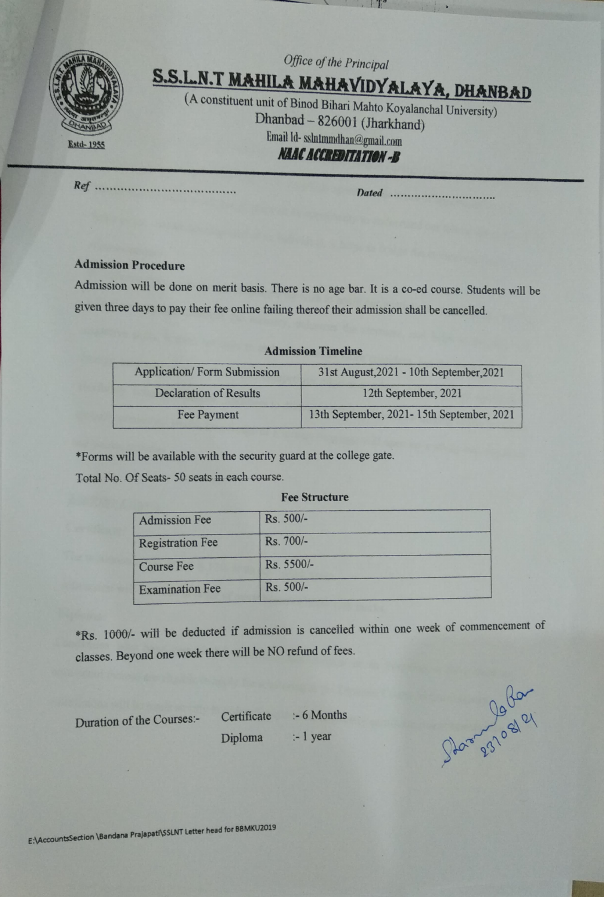*Office of the Principal*

## S.S.L.N.T MAHILA MAHAVIDYALAYA, DHANBAD

(A constituent unit of Binod Bihari Mahto Koyalanchal University)
Dhanbad – 826001 (Jharkhand)
Email Id- sslntmmdhan@gmail.com
***NAAC ACCREDITATION -B***

Estd- 1955

*Ref* ......................................                    *Dated* ..............................

**Admission Procedure**

Admission will be done on merit basis. There is no age bar. It is a co-ed course. Students will be given three days to pay their fee online failing thereof their admission shall be cancelled.

**Admission Timeline**

| | |
|---|---|
| Application/ Form Submission | 31st August,2021 - 10th September,2021 |
| Declaration of Results | 12th September, 2021 |
| Fee Payment | 13th September, 2021- 15th September, 2021 |

*Forms will be available with the security guard at the college gate.

Total No. Of Seats- 50 seats in each course.

**Fee Structure**

| | |
|---|---|
| Admission Fee | Rs. 500/- |
| Registration Fee | Rs. 700/- |
| Course Fee | Rs. 5500/- |
| Examination Fee | Rs. 500/- |

*Rs. 1000/- will be deducted if admission is cancelled within one week of commencement of classes. Beyond one week there will be NO refund of fees.

Duration of the Courses:- Certificate :- 6 Months
Diploma :- 1 year

E:\AccountsSection \Bandana Prajapati\SSLNT Letter head for BBMKU2019